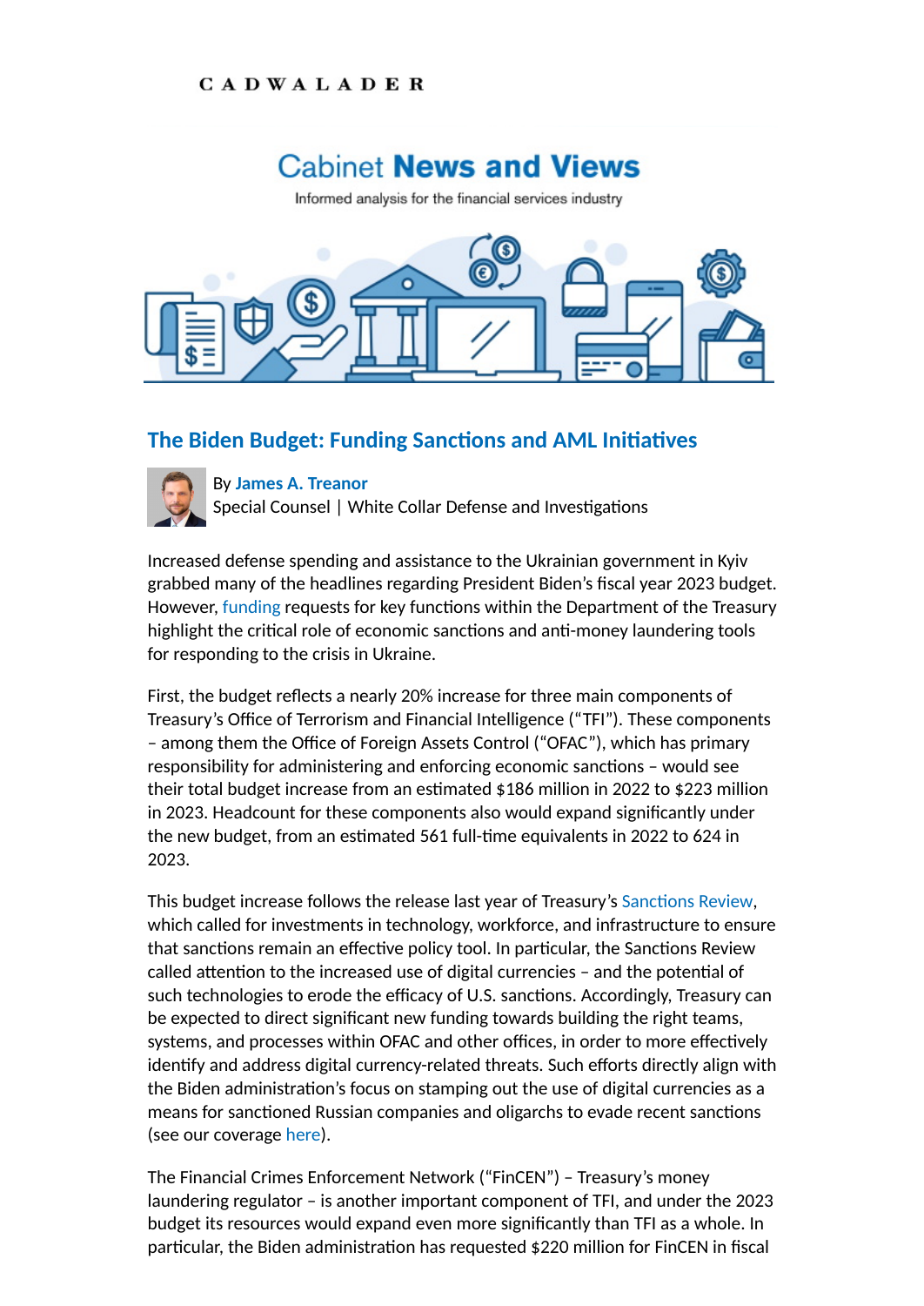CADWALADER

# Cabinet **News and Views**

Informed analysis for the financial services industry

## The Biden Budget: Funding Sanctions and AML Initiatives

By **James A. Treanor**
Special Counsel | White Collar Defense and Investigations

Increased defense spending and assistance to the Ukrainian government in Kyiv grabbed many of the headlines regarding President Biden's fiscal year 2023 budget. However, funding requests for key functions within the Department of the Treasury highlight the critical role of economic sanctions and anti-money laundering tools for responding to the crisis in Ukraine.

First, the budget reflects a nearly 20% increase for three main components of Treasury's Office of Terrorism and Financial Intelligence ("TFI"). These components – among them the Office of Foreign Assets Control ("OFAC"), which has primary responsibility for administering and enforcing economic sanctions – would see their total budget increase from an estimated $186 million in 2022 to $223 million in 2023. Headcount for these components also would expand significantly under the new budget, from an estimated 561 full-time equivalents in 2022 to 624 in 2023.

This budget increase follows the release last year of Treasury's Sanctions Review, which called for investments in technology, workforce, and infrastructure to ensure that sanctions remain an effective policy tool. In particular, the Sanctions Review called attention to the increased use of digital currencies – and the potential of such technologies to erode the efficacy of U.S. sanctions. Accordingly, Treasury can be expected to direct significant new funding towards building the right teams, systems, and processes within OFAC and other offices, in order to more effectively identify and address digital currency-related threats. Such efforts directly align with the Biden administration's focus on stamping out the use of digital currencies as a means for sanctioned Russian companies and oligarchs to evade recent sanctions (see our coverage here).

The Financial Crimes Enforcement Network ("FinCEN") – Treasury's money laundering regulator – is another important component of TFI, and under the 2023 budget its resources would expand even more significantly than TFI as a whole. In particular, the Biden administration has requested $220 million for FinCEN in fiscal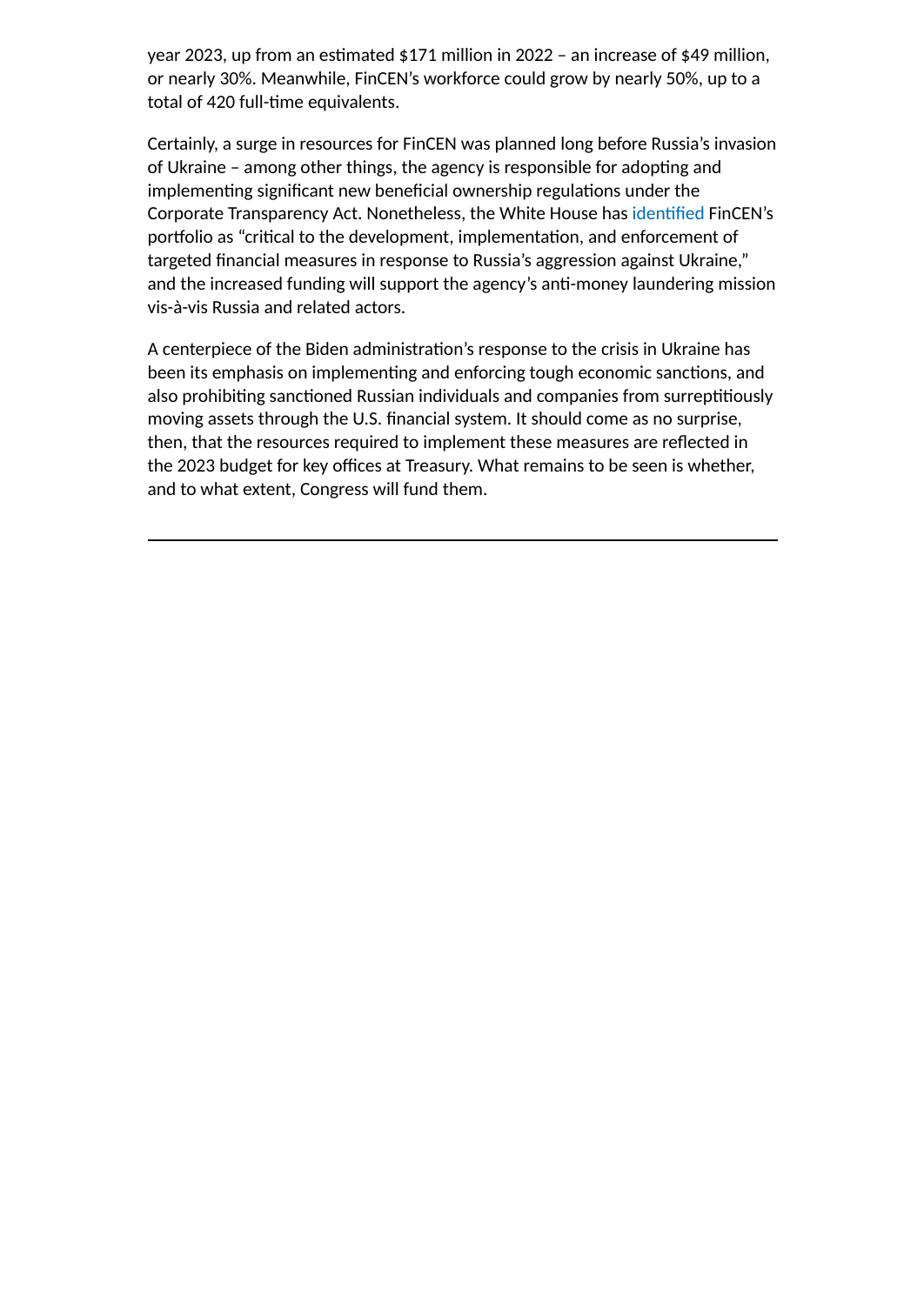year 2023, up from an estimated $171 million in 2022 – an increase of $49 million, or nearly 30%. Meanwhile, FinCEN's workforce could grow by nearly 50%, up to a total of 420 full-time equivalents.

Certainly, a surge in resources for FinCEN was planned long before Russia's invasion of Ukraine – among other things, the agency is responsible for adopting and implementing significant new beneficial ownership regulations under the Corporate Transparency Act. Nonetheless, the White House has identified FinCEN's portfolio as "critical to the development, implementation, and enforcement of targeted financial measures in response to Russia's aggression against Ukraine," and the increased funding will support the agency's anti-money laundering mission vis-à-vis Russia and related actors.

A centerpiece of the Biden administration's response to the crisis in Ukraine has been its emphasis on implementing and enforcing tough economic sanctions, and also prohibiting sanctioned Russian individuals and companies from surreptitiously moving assets through the U.S. financial system. It should come as no surprise, then, that the resources required to implement these measures are reflected in the 2023 budget for key offices at Treasury. What remains to be seen is whether, and to what extent, Congress will fund them.

---